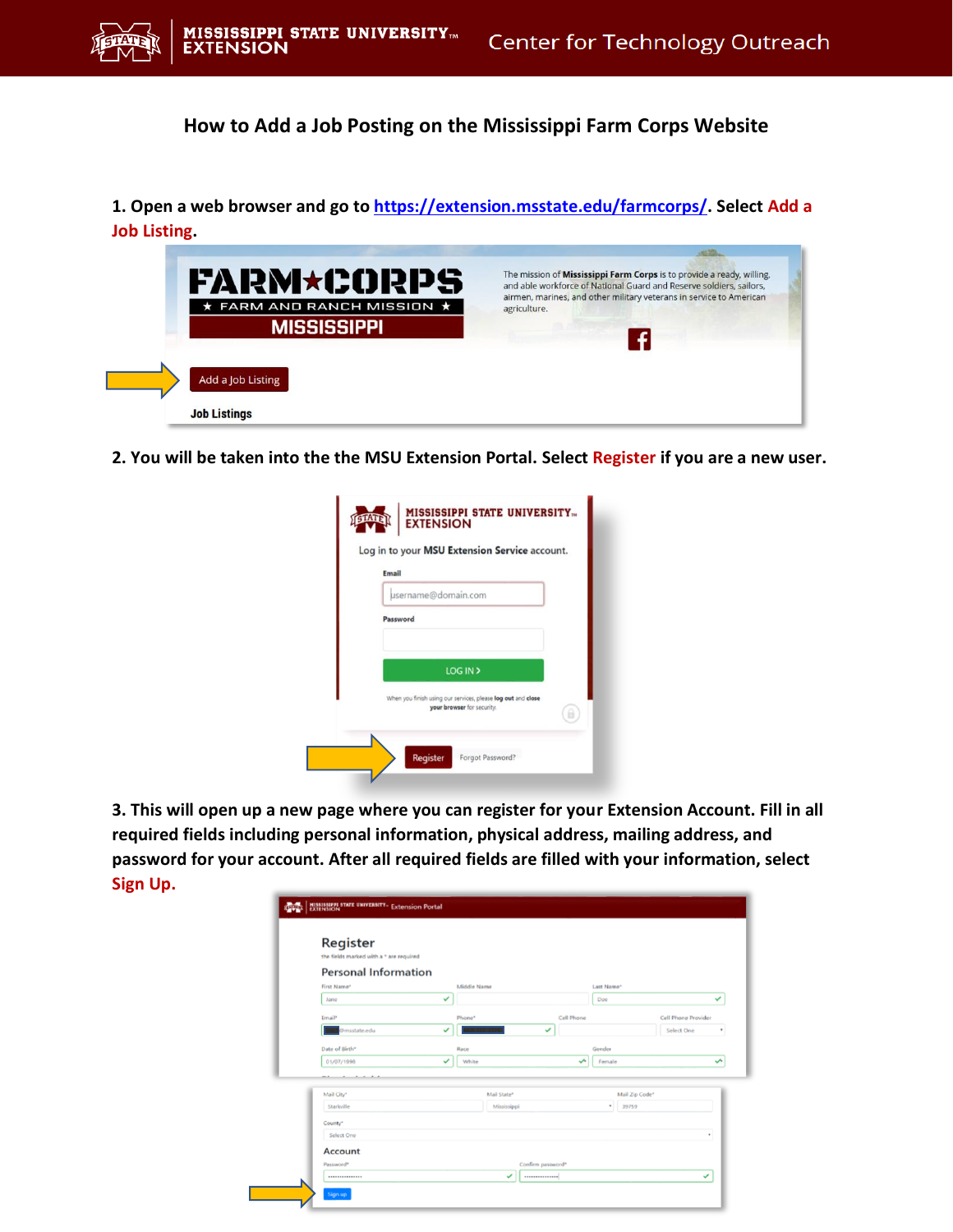# How to Add a Job Posting on the Mississippi Farm Corps Website

**1. Open a web browser and go to [https://extension.msstate.edu/farmcorps/](https://extension.msstate.edu/farmcorps/). Select Add a Job Listing.**

**2. You will be taken into the the MSU Extension Portal. Select Register if you are a new user.**

**3. This will open up a new page where you can register for your Extension Account. Fill in all required fields including personal information, physical address, mailing address, and password for your account. After all required fields are filled with your information, select Sign Up.**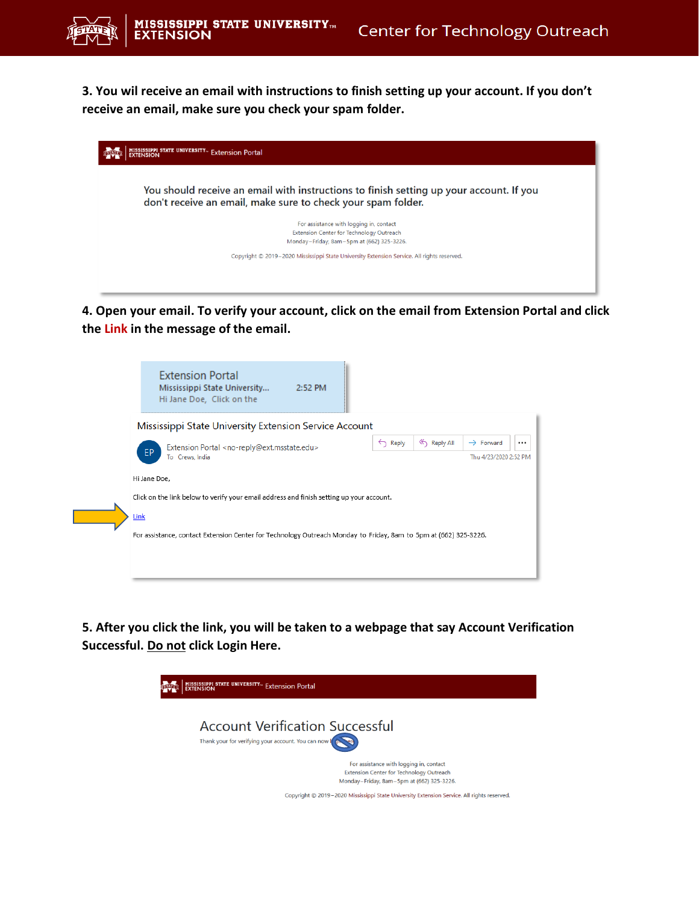**3. You wil receive an email with instructions to finish setting up your account. If you don't receive an email, make sure you check your spam folder.**

Extension Portal

You should receive an email with instructions to finish setting up your account. If you don't receive an email, make sure to check your spam folder.

For assistance with logging in, contact
Extension Center for Technology Outreach
Monday–Friday, 8am–5pm at (662) 325-3226.

Copyright © 2019–2020 Mississippi State University Extension Service. All rights reserved.

**4. Open your email. To verify your account, click on the email from Extension Portal and click the Link in the message of the email.**

Extension Portal
Mississippi State University... 2:52 PM
Hi Jane Doe, Click on the

Mississippi State University Extension Service Account

Extension Portal <no-reply@ext.msstate.edu>
To Crews, India

Reply | Reply All | Forward

Thu 4/23/2020 2:52 PM

Hi Jane Doe,

Click on the link below to verify your email address and finish setting up your account.

Link

For assistance, contact Extension Center for Technology Outreach Monday to Friday, 8am to 5pm at (662) 325-3226.

**5. After you click the link, you will be taken to a webpage that say Account Verification Successful. Do not click Login Here.**

Extension Portal

Account Verification Successful

Thank your for verifying your account. You can now

For assistance with logging in, contact
Extension Center for Technology Outreach
Monday–Friday, 8am–5pm at (662) 325-3226.

Copyright © 2019–2020 Mississippi State University Extension Service. All rights reserved.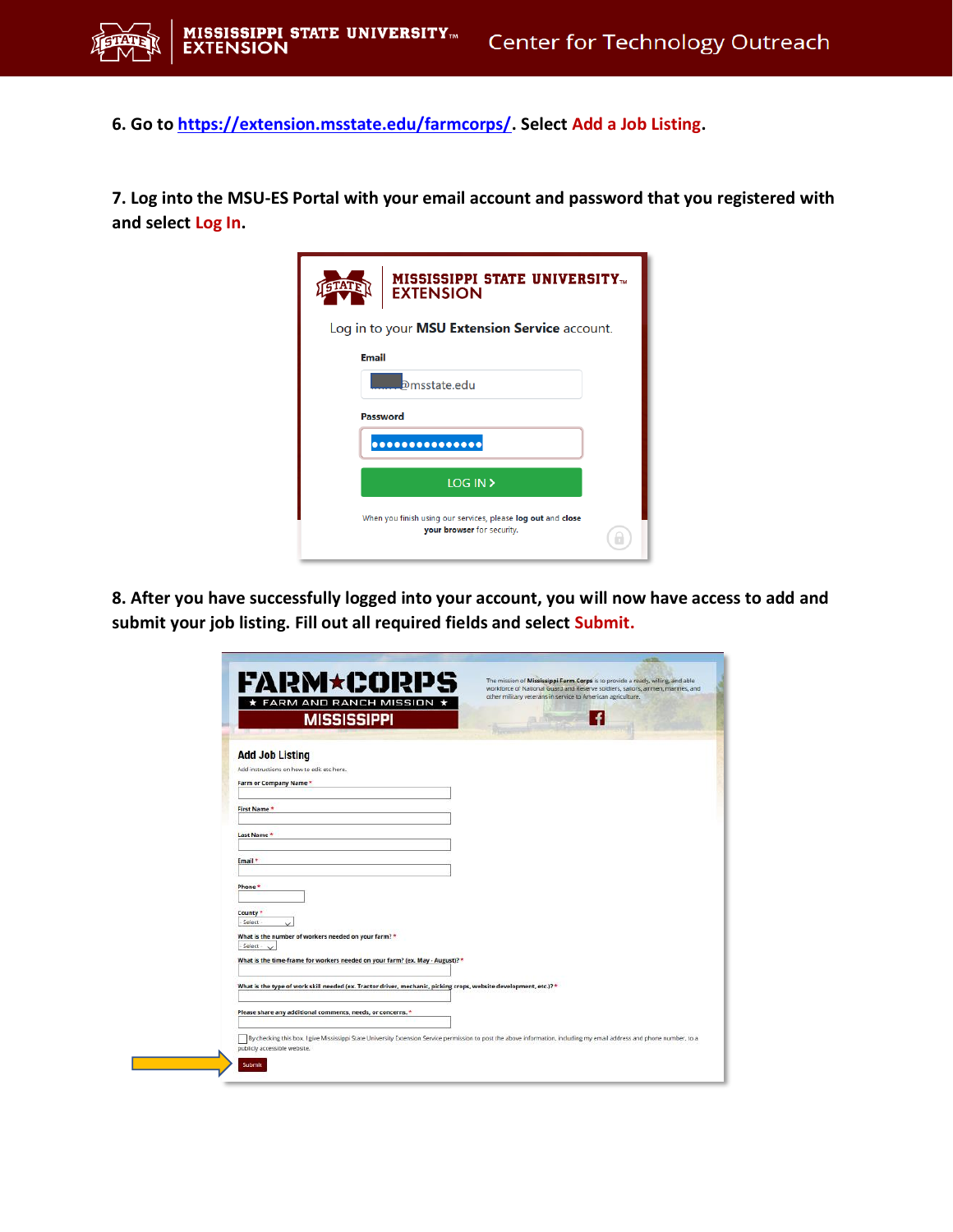6. Go to https://extension.msstate.edu/farmcorps/. Select **Add a Job Listing**.

7. Log into the MSU-ES Portal with your email account and password that you registered with and select **Log In**.

8. After you have successfully logged into your account, you will now have access to add and submit your job listing. Fill out all required fields and select **Submit.**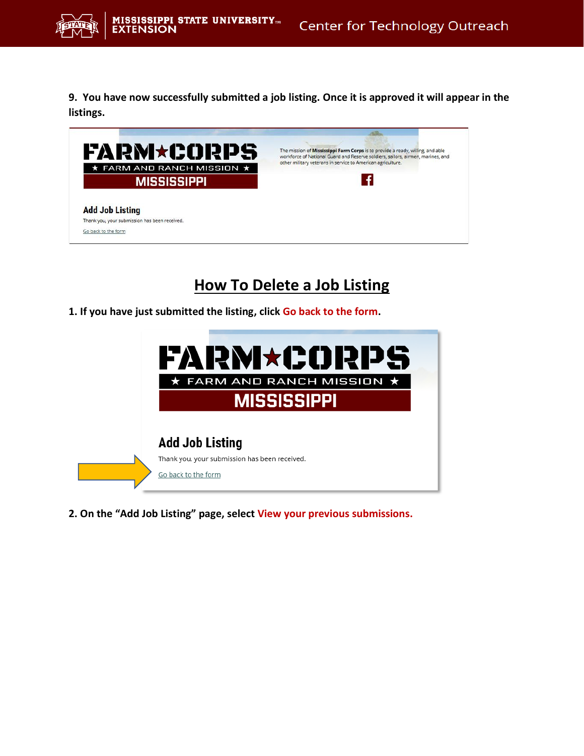**9. You have now successfully submitted a job listing. Once it is approved it will appear in the listings.**

## How To Delete a Job Listing

**1. If you have just submitted the listing, click Go back to the form.**

**2. On the "Add Job Listing" page, select View your previous submissions.**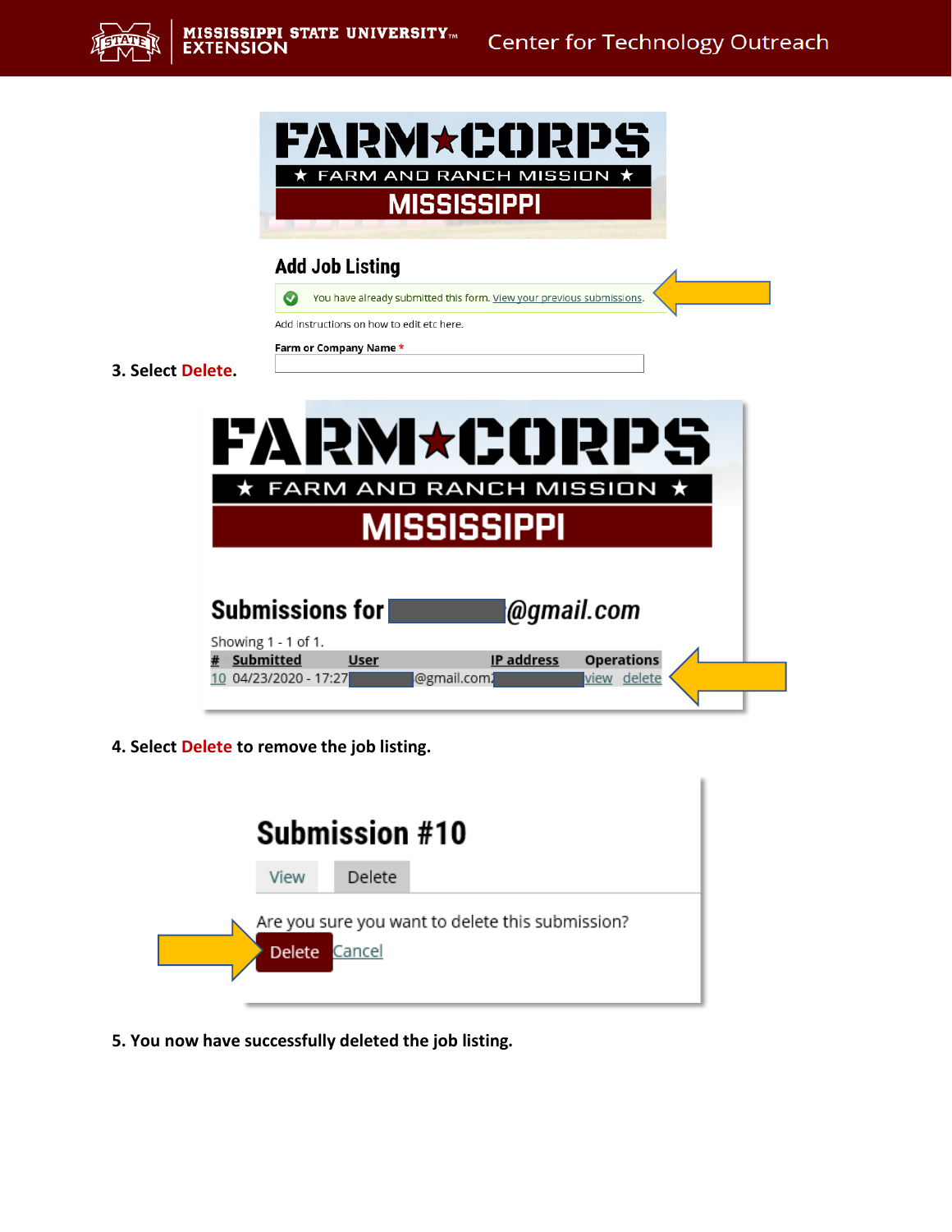**Add Job Listing**

You have already submitted this form. View your previous submissions.

Add instructions on how to edit etc here.

Farm or Company Name *

**3. Select Delete.**

**Submissions for @gmail.com**

Showing 1 - 1 of 1.

| # | Submitted | User | IP address | Operations |
| --- | --- | --- | --- | --- |
| 10 | 04/23/2020 - 17:27 | @gmail.com | | view delete |

**4. Select Delete to remove the job listing.**

**Submission #10**

View Delete

Are you sure you want to delete this submission?

Delete Cancel

**5. You now have successfully deleted the job listing.**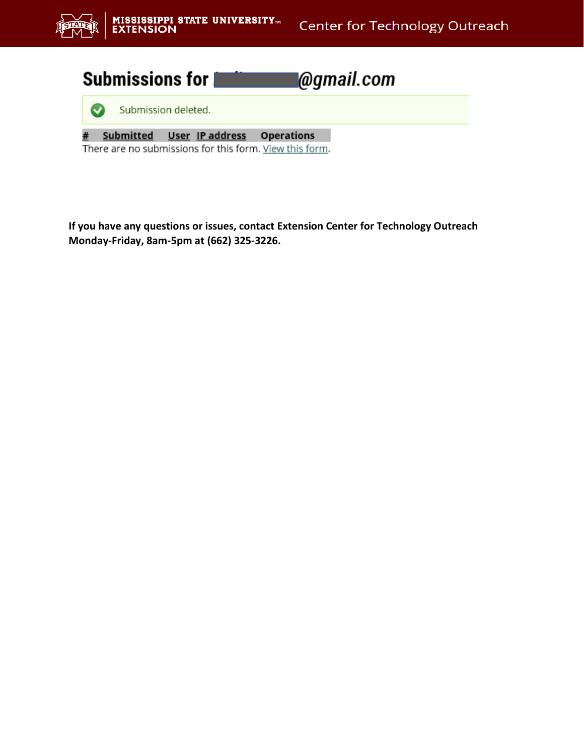## Submissions for [redacted]@gmail.com

Submission deleted.

| # | Submitted | User | IP address | Operations |
| --- | --- | --- | --- | --- |

There are no submissions for this form. View this form.

**If you have any questions or issues, contact Extension Center for Technology Outreach Monday-Friday, 8am-5pm at (662) 325-3226.**